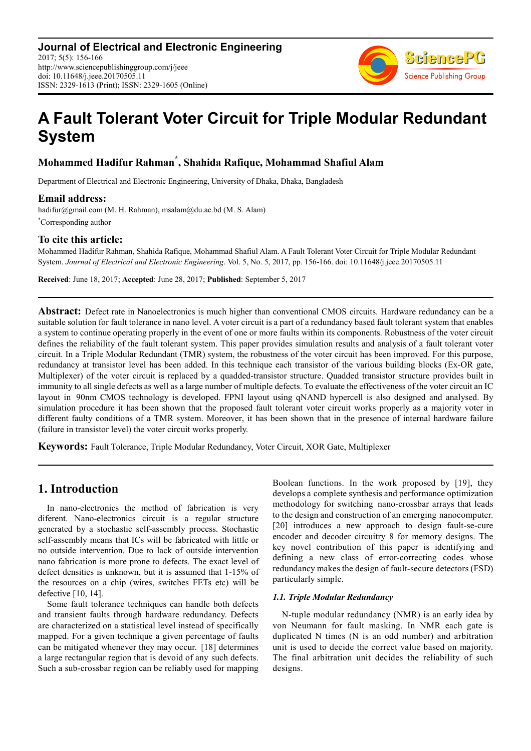**Journal of Electrical and Electronic Engineering**
2017; 5(5): 156-166
http://www.sciencepublishinggroup.com/j/jeee
doi: 10.11648/j.jeee.20170505.11
ISSN: 2329-1613 (Print); ISSN: 2329-1605 (Online)

# A Fault Tolerant Voter Circuit for Triple Modular Redundant System

**Mohammed Hadifur Rahman***, **Shahida Rafique**, **Mohammad Shafiul Alam**

Department of Electrical and Electronic Engineering, University of Dhaka, Dhaka, Bangladesh

### Email address:

hadifur@gmail.com (M. H. Rahman), msalam@du.ac.bd (M. S. Alam)

*Corresponding author

### To cite this article:

Mohammed Hadifur Rahman, Shahida Rafique, Mohammad Shafiul Alam. A Fault Tolerant Voter Circuit for Triple Modular Redundant System. *Journal of Electrical and Electronic Engineering*. Vol. 5, No. 5, 2017, pp. 156-166. doi: 10.11648/j.jeee.20170505.11

**Received**: June 18, 2017; **Accepted**: June 28, 2017; **Published**: September 5, 2017

---

**Abstract:** Defect rate in Nanoelectronics is much higher than conventional CMOS circuits. Hardware redundancy can be a suitable solution for fault tolerance in nano level. A voter circuit is a part of a redundancy based fault tolerant system that enables a system to continue operating properly in the event of one or more faults within its components. Robustness of the voter circuit defines the reliability of the fault tolerant system. This paper provides simulation results and analysis of a fault tolerant voter circuit. In a Triple Modular Redundant (TMR) system, the robustness of the voter circuit has been improved. For this purpose, redundancy at transistor level has been added. In this technique each transistor of the various building blocks (Ex-OR gate, Multiplexer) of the voter circuit is replaced by a quadded-transistor structure. Quadded transistor structure provides built in immunity to all single defects as well as a large number of multiple defects. To evaluate the effectiveness of the voter circuit an IC layout in 90nm CMOS technology is developed. FPNI layout using qNAND hypercell is also designed and analysed. By simulation procedure it has been shown that the proposed fault tolerant voter circuit works properly as a majority voter in different faulty conditions of a TMR system. Moreover, it has been shown that in the presence of internal hardware failure (failure in transistor level) the voter circuit works properly.

**Keywords:** Fault Tolerance, Triple Modular Redundancy, Voter Circuit, XOR Gate, Multiplexer

---

## 1. Introduction

In nano-electronics the method of fabrication is very diferent. Nano-electronics circuit is a regular structure generated by a stochastic self-assembly process. Stochastic self-assembly means that ICs will be fabricated with little or no outside intervention. Due to lack of outside intervention nano fabrication is more prone to defects. The exact level of defect densities is unknown, but it is assumed that 1-15% of the resources on a chip (wires, switches FETs etc) will be defective [10, 14].

Some fault tolerance techniques can handle both defects and transient faults through hardware redundancy. Defects are characterized on a statistical level instead of specifically mapped. For a given technique a given percentage of faults can be mitigated whenever they may occur. [18] determines a large rectangular region that is devoid of any such defects. Such a sub-crossbar region can be reliably used for mapping Boolean functions. In the work proposed by [19], they develops a complete synthesis and performance optimization methodology for switching nano-crossbar arrays that leads to the design and construction of an emerging nanocomputer. [20] introduces a new approach to design fault-se-cure encoder and decoder circuitry 8 for memory designs. The key novel contribution of this paper is identifying and defining a new class of error-correcting codes whose redundancy makes the design of fault-secure detectors (FSD) particularly simple.

### *1.1. Triple Modular Redundancy*

N-tuple modular redundancy (NMR) is an early idea by von Neumann for fault masking. In NMR each gate is duplicated N times (N is an odd number) and arbitration unit is used to decide the correct value based on majority. The final arbitration unit decides the reliability of such designs.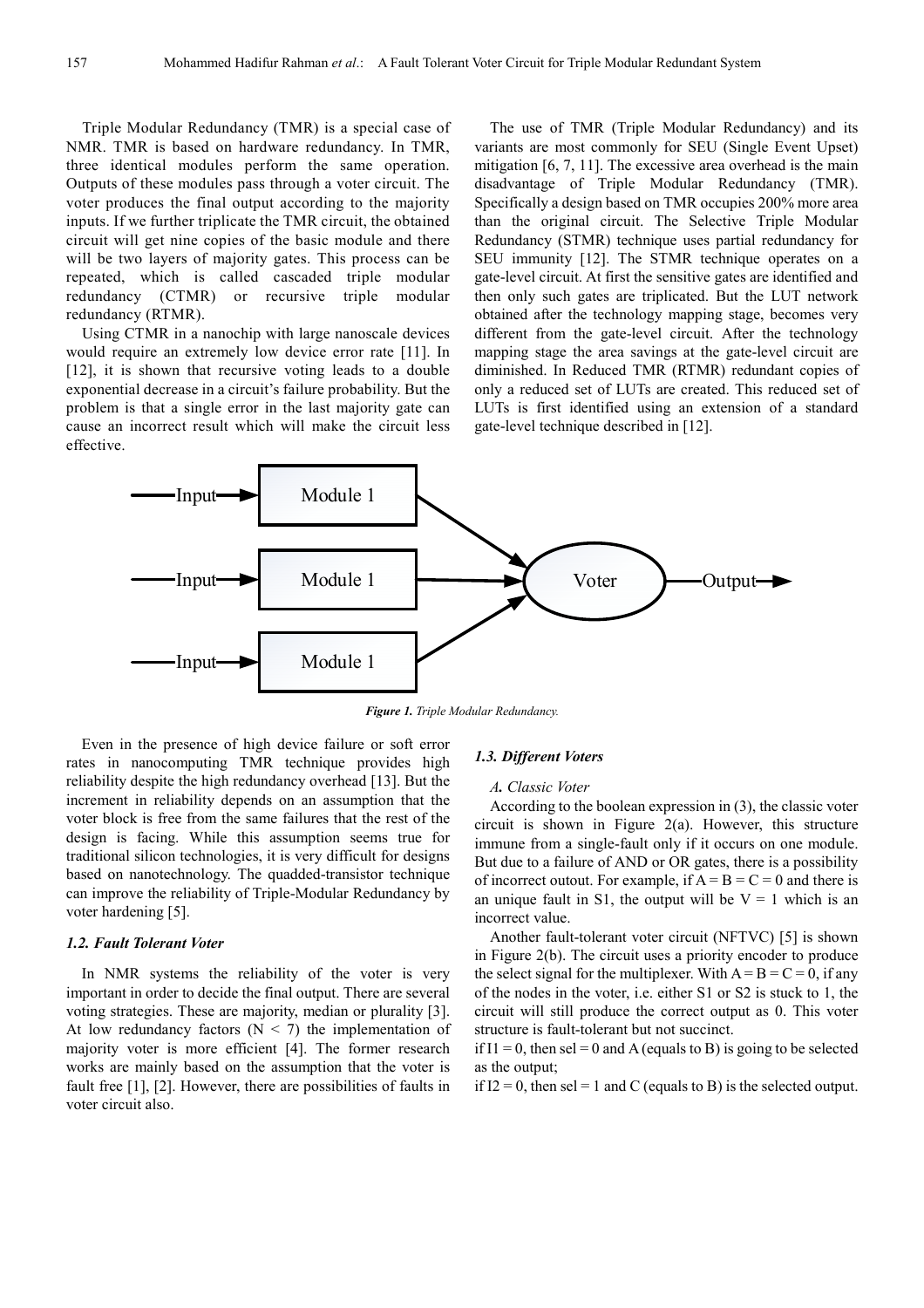Triple Modular Redundancy (TMR) is a special case of NMR. TMR is based on hardware redundancy. In TMR, three identical modules perform the same operation. Outputs of these modules pass through a voter circuit. The voter produces the final output according to the majority inputs. If we further triplicate the TMR circuit, the obtained circuit will get nine copies of the basic module and there will be two layers of majority gates. This process can be repeated, which is called cascaded triple modular redundancy (CTMR) or recursive triple modular redundancy (RTMR).

Using CTMR in a nanochip with large nanoscale devices would require an extremely low device error rate [11]. In [12], it is shown that recursive voting leads to a double exponential decrease in a circuit's failure probability. But the problem is that a single error in the last majority gate can cause an incorrect result which will make the circuit less effective.

The use of TMR (Triple Modular Redundancy) and its variants are most commonly for SEU (Single Event Upset) mitigation [6, 7, 11]. The excessive area overhead is the main disadvantage of Triple Modular Redundancy (TMR). Specifically a design based on TMR occupies 200% more area than the original circuit. The Selective Triple Modular Redundancy (STMR) technique uses partial redundancy for SEU immunity [12]. The STMR technique operates on a gate-level circuit. At first the sensitive gates are identified and then only such gates are triplicated. But the LUT network obtained after the technology mapping stage, becomes very different from the gate-level circuit. After the technology mapping stage the area savings at the gate-level circuit are diminished. In Reduced TMR (RTMR) redundant copies of only a reduced set of LUTs are created. This reduced set of LUTs is first identified using an extension of a standard gate-level technique described in [12].

*Figure 1. Triple Modular Redundancy.*

Even in the presence of high device failure or soft error rates in nanocomputing TMR technique provides high reliability despite the high redundancy overhead [13]. But the increment in reliability depends on an assumption that the voter block is free from the same failures that the rest of the design is facing. While this assumption seems true for traditional silicon technologies, it is very difficult for designs based on nanotechnology. The quadded-transistor technique can improve the reliability of Triple-Modular Redundancy by voter hardening [5].

### 1.2. Fault Tolerant Voter

In NMR systems the reliability of the voter is very important in order to decide the final output. There are several voting strategies. These are majority, median or plurality [3]. At low redundancy factors ($N < 7$) the implementation of majority voter is more efficient [4]. The former research works are mainly based on the assumption that the voter is fault free [1], [2]. However, there are possibilities of faults in voter circuit also.

### 1.3. Different Voters

*A. Classic Voter*

According to the boolean expression in (3), the classic voter circuit is shown in Figure 2(a). However, this structure immune from a single-fault only if it occurs on one module. But due to a failure of AND or OR gates, there is a possibility of incorrect outout. For example, if $A = B = C = 0$ and there is an unique fault in S1, the output will be $V = 1$ which is an incorrect value.

Another fault-tolerant voter circuit (NFTVC) [5] is shown in Figure 2(b). The circuit uses a priority encoder to produce the select signal for the multiplexer. With $A = B = C = 0$, if any of the nodes in the voter, i.e. either S1 or S2 is stuck to 1, the circuit will still produce the correct output as 0. This voter structure is fault-tolerant but not succinct.

if $I1 = 0$, then sel = 0 and A (equals to B) is going to be selected as the output;

if $I2 = 0$, then sel = 1 and C (equals to B) is the selected output.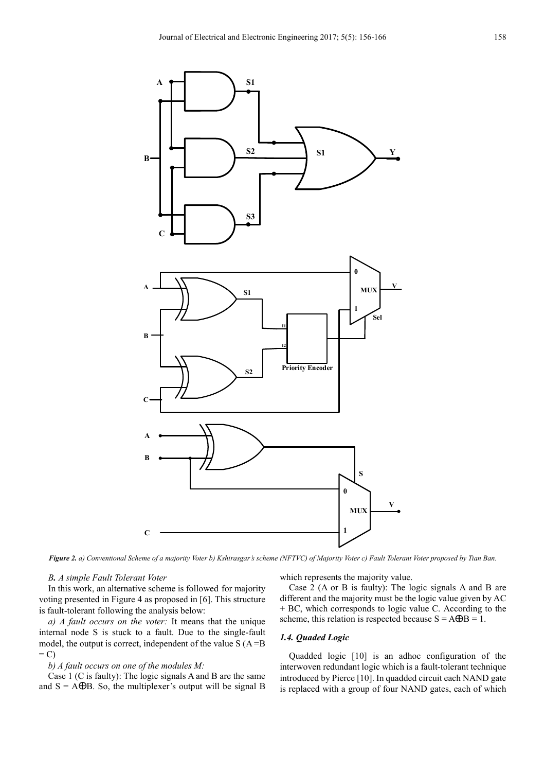*Figure 2. a) Conventional Scheme of a majority Voter b) Kshirasgar's scheme (NFTVC) of Majority Voter c) Fault Tolerant Voter proposed by Tian Ban.*

### *B. A simple Fault Tolerant Voter*

In this work, an alternative scheme is followed for majority voting presented in Figure 4 as proposed in [6]. This structure is fault-tolerant following the analysis below:

*a) A fault occurs on the voter:* It means that the unique internal node S is stuck to a fault. Due to the single-fault model, the output is correct, independent of the value S (A = B = C)

*b) A fault occurs on one of the modules M:*

Case 1 (C is faulty): The logic signals A and B are the same and $S = A \oplus B$. So, the multiplexer's output will be signal B which represents the majority value.

Case 2 (A or B is faulty): The logic signals A and B are different and the majority must be the logic value given by AC + BC, which corresponds to logic value C. According to the scheme, this relation is respected because $S = A \oplus B = 1$.

### *1.4. Quaded Logic*

Quadded logic [10] is an adhoc configuration of the interwoven redundant logic which is a fault-tolerant technique introduced by Pierce [10]. In quadded circuit each NAND gate is replaced with a group of four NAND gates, each of which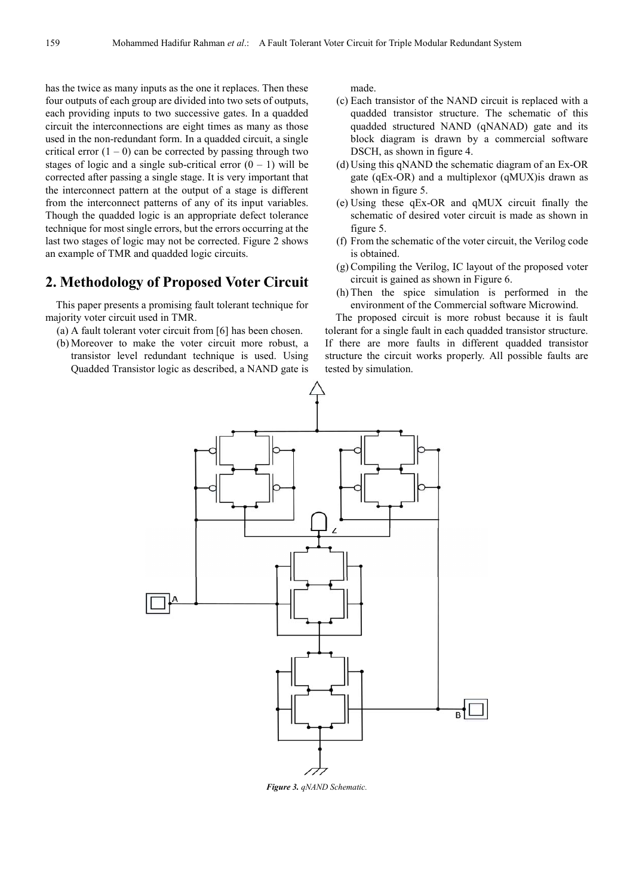has the twice as many inputs as the one it replaces. Then these four outputs of each group are divided into two sets of outputs, each providing inputs to two successive gates. In a quadded circuit the interconnections are eight times as many as those used in the non-redundant form. In a quadded circuit, a single critical error (1 – 0) can be corrected by passing through two stages of logic and a single sub-critical error (0 – 1) will be corrected after passing a single stage. It is very important that the interconnect pattern at the output of a stage is different from the interconnect patterns of any of its input variables. Though the quadded logic is an appropriate defect tolerance technique for most single errors, but the errors occurring at the last two stages of logic may not be corrected. Figure 2 shows an example of TMR and quadded logic circuits.

## 2. Methodology of Proposed Voter Circuit

This paper presents a promising fault tolerant technique for majority voter circuit used in TMR.

(a) A fault tolerant voter circuit from [6] has been chosen.
(b) Moreover to make the voter circuit more robust, a transistor level redundant technique is used. Using Quadded Transistor logic as described, a NAND gate is made.
(c) Each transistor of the NAND circuit is replaced with a quadded transistor structure. The schematic of this quadded structured NAND (qNANAD) gate and its block diagram is drawn by a commercial software DSCH, as shown in figure 4.
(d) Using this qNAND the schematic diagram of an Ex-OR gate (qEx-OR) and a multiplexor (qMUX)is drawn as shown in figure 5.
(e) Using these qEx-OR and qMUX circuit finally the schematic of desired voter circuit is made as shown in figure 5.
(f) From the schematic of the voter circuit, the Verilog code is obtained.
(g) Compiling the Verilog, IC layout of the proposed voter circuit is gained as shown in Figure 6.
(h) Then the spice simulation is performed in the environment of the Commercial software Microwind.

The proposed circuit is more robust because it is fault tolerant for a single fault in each quadded transistor structure. If there are more faults in different quadded transistor structure the circuit works properly. All possible faults are tested by simulation.

***Figure 3.*** *qNAND Schematic.*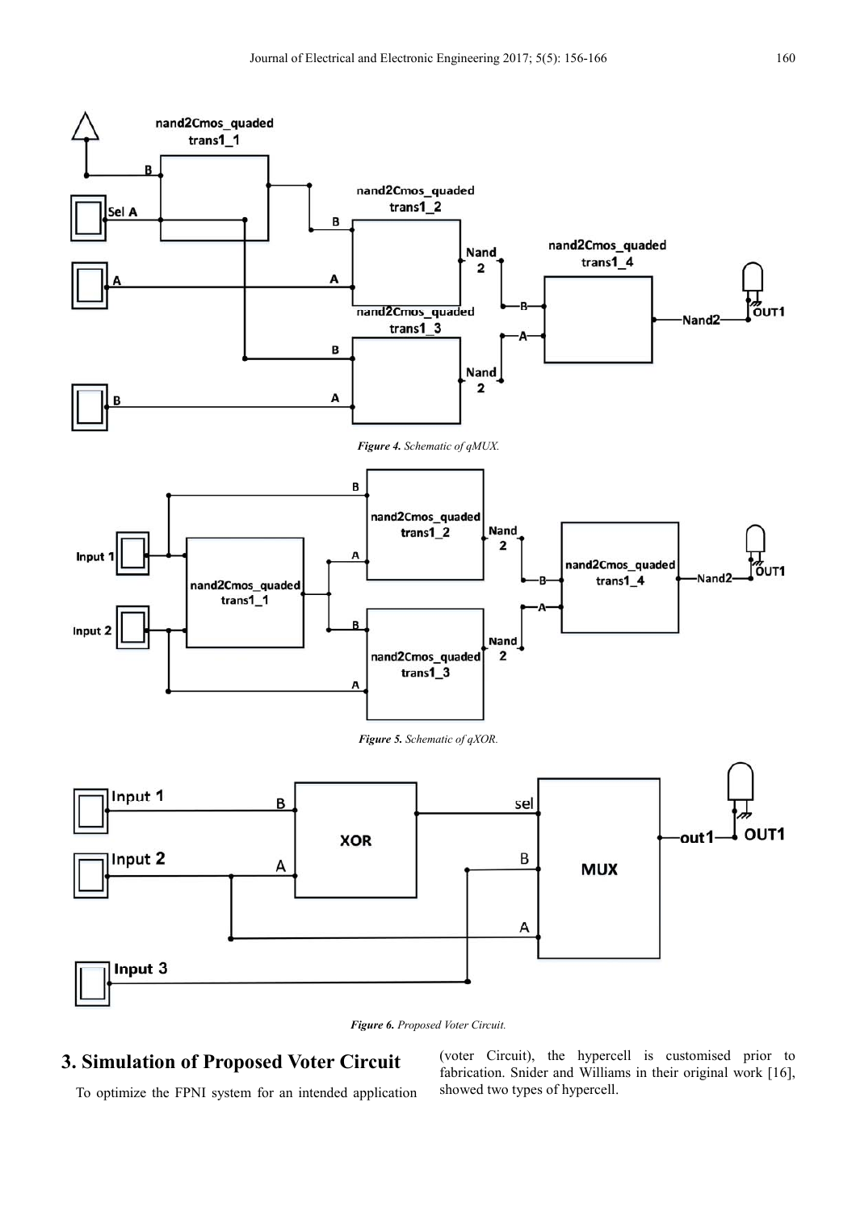*Figure 4. Schematic of qMUX.*

*Figure 5. Schematic of qXOR.*

*Figure 6. Proposed Voter Circuit.*

## 3. Simulation of Proposed Voter Circuit

To optimize the FPNI system for an intended application (voter Circuit), the hypercell is customised prior to fabrication. Snider and Williams in their original work [16], showed two types of hypercell.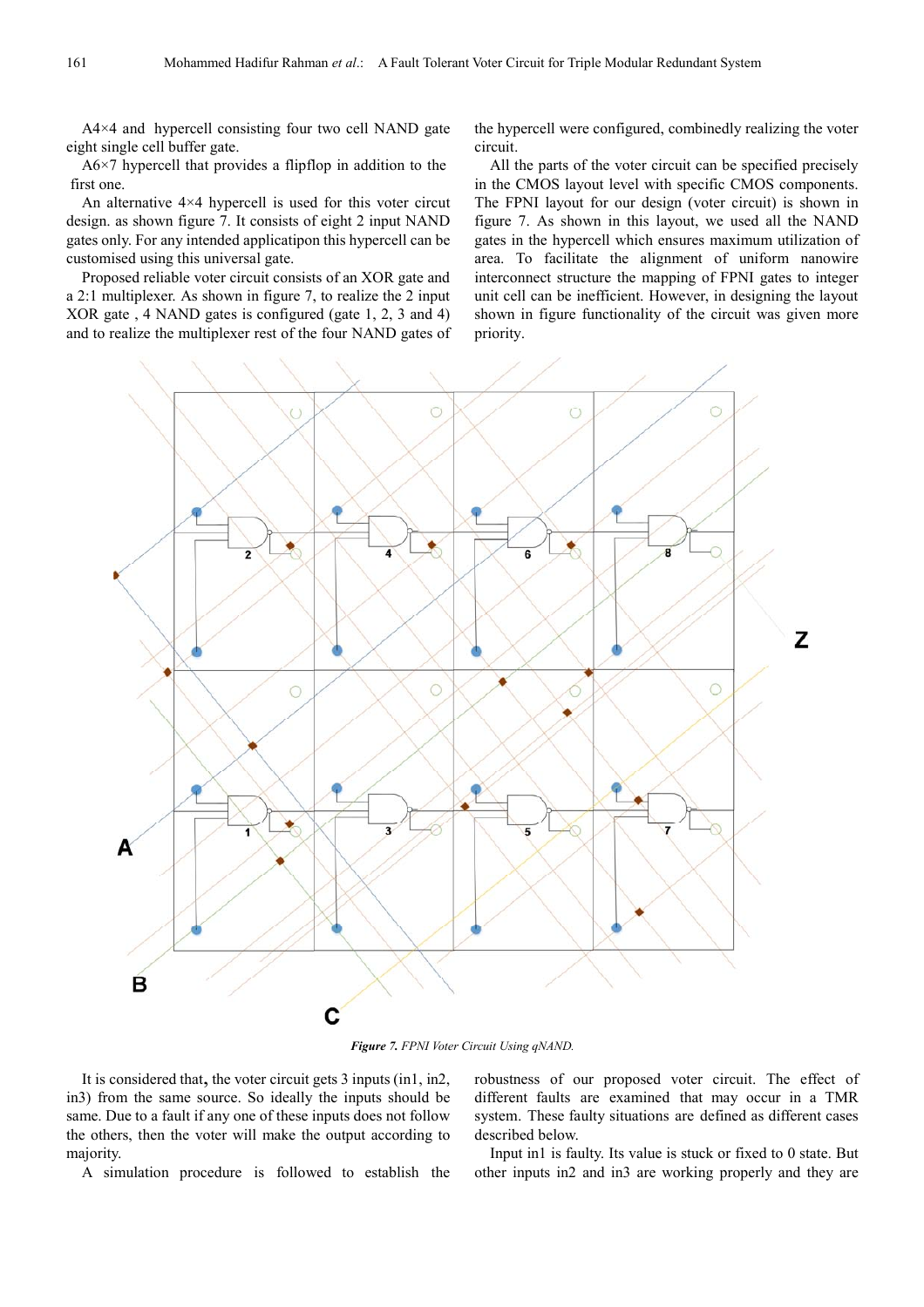A4×4 and hypercell consisting four two cell NAND gate eight single cell buffer gate.

A6×7 hypercell that provides a flipflop in addition to the first one.

An alternative 4×4 hypercell is used for this voter circut design. as shown figure 7. It consists of eight 2 input NAND gates only. For any intended applicatipon this hypercell can be customised using this universal gate.

Proposed reliable voter circuit consists of an XOR gate and a 2:1 multiplexer. As shown in figure 7, to realize the 2 input XOR gate , 4 NAND gates is configured (gate 1, 2, 3 and 4) and to realize the multiplexer rest of the four NAND gates of the hypercell were configured, combinedly realizing the voter circuit.

All the parts of the voter circuit can be specified precisely in the CMOS layout level with specific CMOS components. The FPNI layout for our design (voter circuit) is shown in figure 7. As shown in this layout, we used all the NAND gates in the hypercell which ensures maximum utilization of area. To facilitate the alignment of uniform nanowire interconnect structure the mapping of FPNI gates to integer unit cell can be inefficient. However, in designing the layout shown in figure functionality of the circuit was given more priority.

***Figure 7.*** *FPNI Voter Circuit Using qNAND.*

It is considered that**,** the voter circuit gets 3 inputs (in1, in2, in3) from the same source. So ideally the inputs should be same. Due to a fault if any one of these inputs does not follow the others, then the voter will make the output according to majority.

A simulation procedure is followed to establish the robustness of our proposed voter circuit. The effect of different faults are examined that may occur in a TMR system. These faulty situations are defined as different cases described below.

Input in1 is faulty. Its value is stuck or fixed to 0 state. But other inputs in2 and in3 are working properly and they are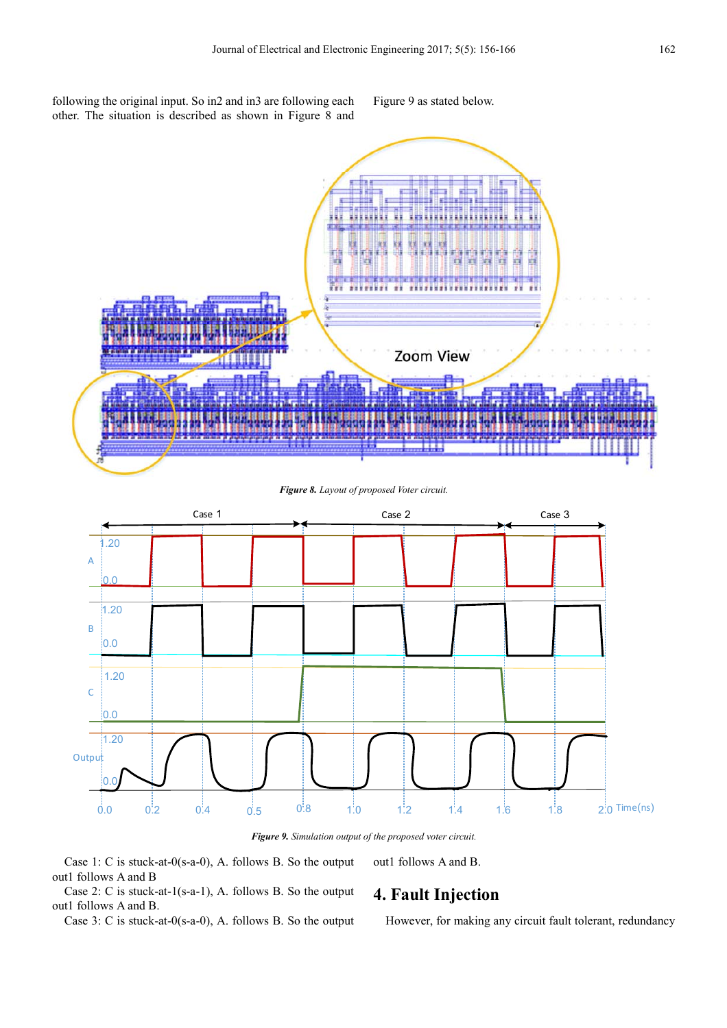following the original input. So in2 and in3 are following each other. The situation is described as shown in Figure 8 and Figure 9 as stated below.

*Figure 8. Layout of proposed Voter circuit.*

*Figure 9. Simulation output of the proposed voter circuit.*

Case 1: C is stuck-at-0(s-a-0), A. follows B. So the output out1 follows A and B

Case 2: C is stuck-at-1(s-a-1), A. follows B. So the output out1 follows A and B.

Case 3: C is stuck-at-0(s-a-0), A. follows B. So the output out1 follows A and B.

## 4. Fault Injection

However, for making any circuit fault tolerant, redundancy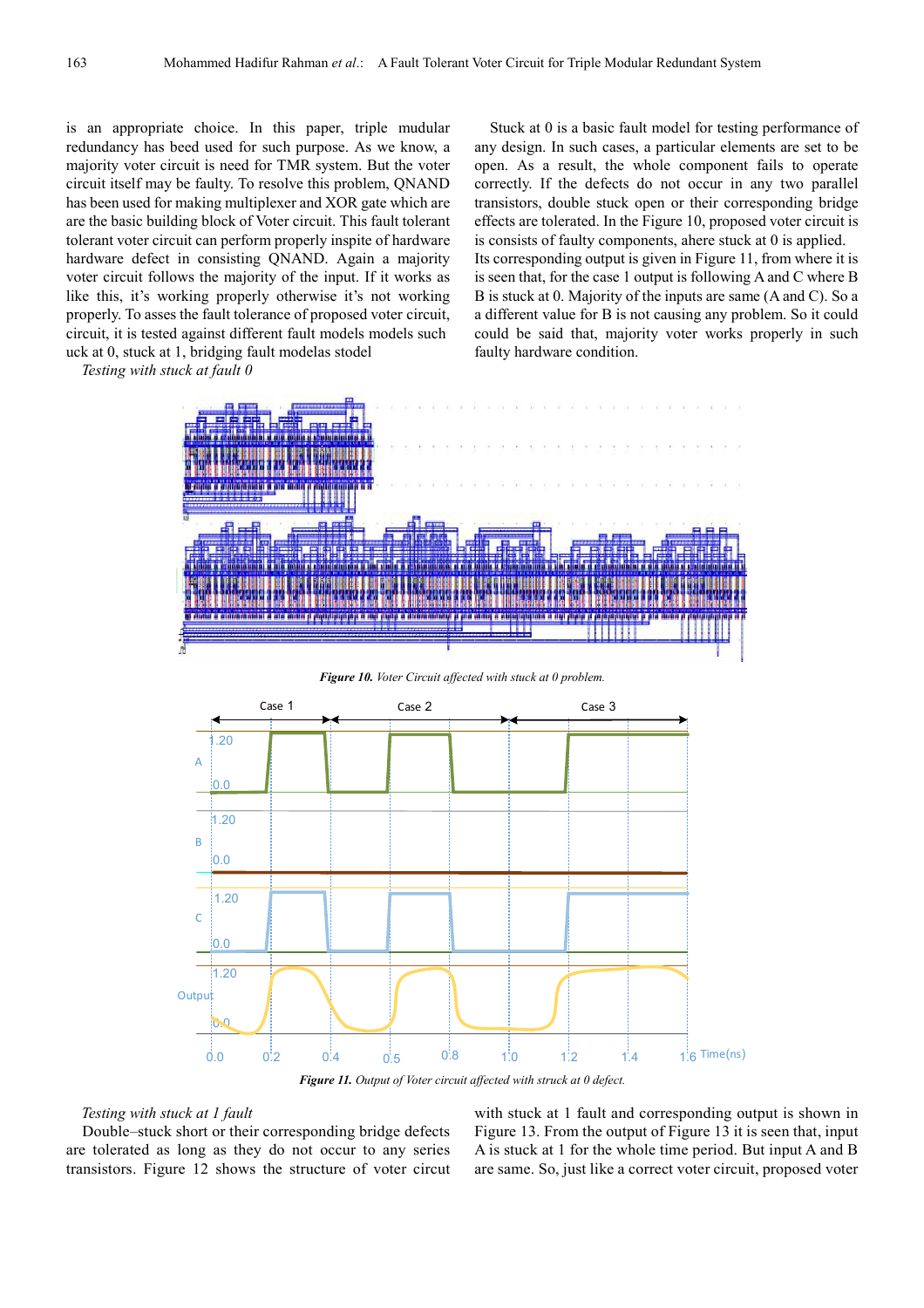is an appropriate choice. In this paper, triple mudular redundancy has beed used for such purpose. As we know, a majority voter circuit is need for TMR system. But the voter circuit itself may be faulty. To resolve this problem, QNAND has been used for making multiplexer and XOR gate which are are the basic building block of Voter circuit. This fault tolerant tolerant voter circuit can perform properly inspite of hardware hardware defect in consisting QNAND. Again a majority voter circuit follows the majority of the input. If it works as like this, it's working properly otherwise it's not working properly. To asses the fault tolerance of proposed voter circuit, circuit, it is tested against different fault models models such uck at 0, stuck at 1, bridging fault modelas stodel

*Testing with stuck at fault 0*

Stuck at 0 is a basic fault model for testing performance of any design. In such cases, a particular elements are set to be open. As a result, the whole component fails to operate correctly. If the defects do not occur in any two parallel transistors, double stuck open or their corresponding bridge effects are tolerated. In the Figure 10, proposed voter circuit is is consists of faulty components, ahere stuck at 0 is applied. Its corresponding output is given in Figure 11, from where it is is seen that, for the case 1 output is following A and C where B B is stuck at 0. Majority of the inputs are same (A and C). So a a different value for B is not causing any problem. So it could could be said that, majority voter works properly in such faulty hardware condition.

***Figure 10.*** *Voter Circuit affected with stuck at 0 problem.*

***Figure 11.*** *Output of Voter circuit affected with struck at 0 defect.*

*Testing with stuck at 1 fault*

Double–stuck short or their corresponding bridge defects are tolerated as long as they do not occur to any series transistors. Figure 12 shows the structure of voter circut with stuck at 1 fault and corresponding output is shown in Figure 13. From the output of Figure 13 it is seen that, input A is stuck at 1 for the whole time period. But input A and B are same. So, just like a correct voter circuit, proposed voter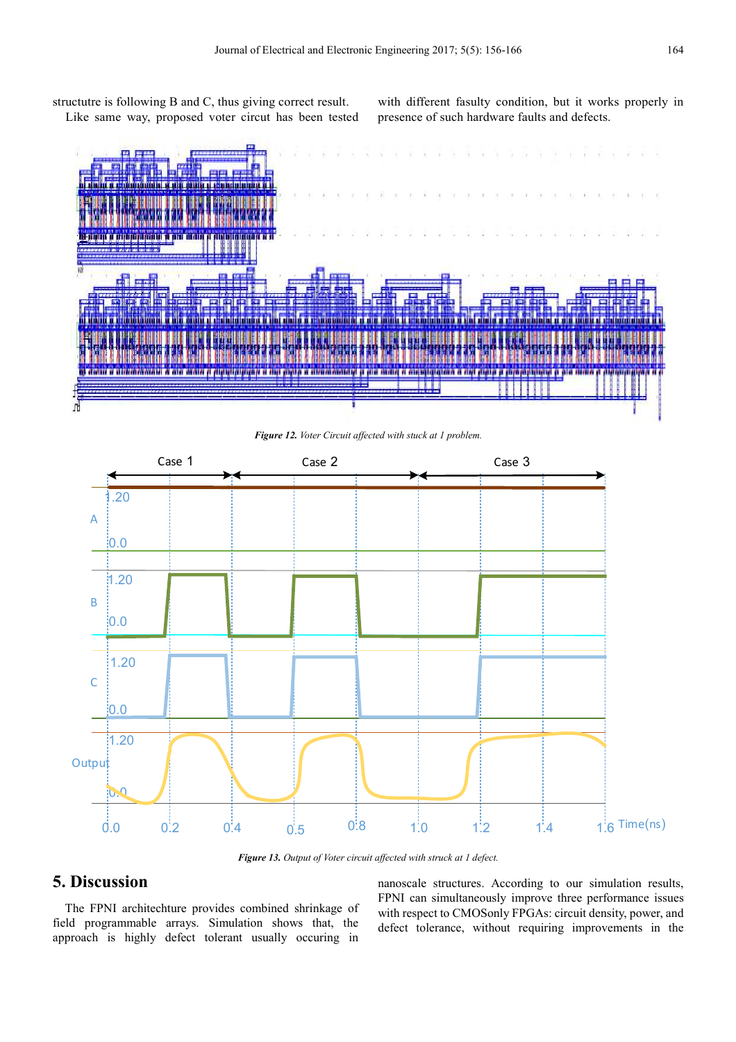structutre is following B and C, thus giving correct result.

Like same way, proposed voter circut has been tested with different fasulty condition, but it works properly in presence of such hardware faults and defects.

*Figure 12. Voter Circuit affected with stuck at 1 problem.*

*Figure 13. Output of Voter circuit affected with struck at 1 defect.*

## 5. Discussion

The FPNI architechture provides combined shrinkage of field programmable arrays. Simulation shows that, the approach is highly defect tolerant usually occuring in nanoscale structures. According to our simulation results, FPNI can simultaneously improve three performance issues with respect to CMOSonly FPGAs: circuit density, power, and defect tolerance, without requiring improvements in the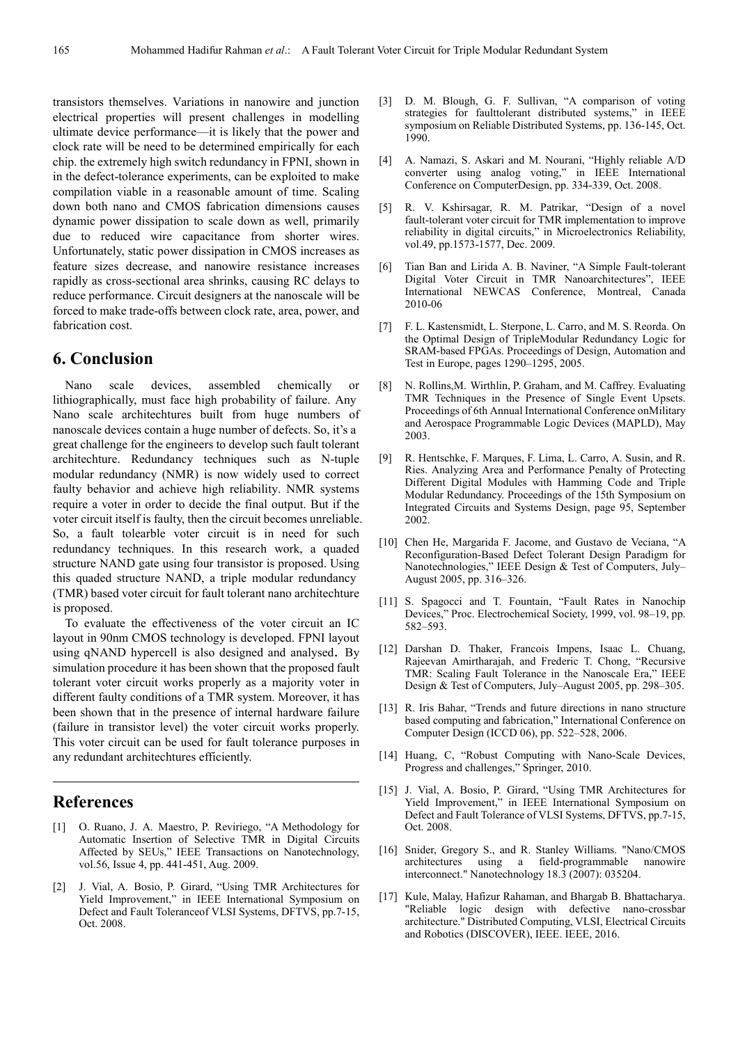transistors themselves. Variations in nanowire and junction electrical properties will present challenges in modelling ultimate device performance—it is likely that the power and clock rate will be need to be determined empirically for each chip. the extremely high switch redundancy in FPNI, shown in in the defect-tolerance experiments, can be exploited to make compilation viable in a reasonable amount of time. Scaling down both nano and CMOS fabrication dimensions causes dynamic power dissipation to scale down as well, primarily due to reduced wire capacitance from shorter wires. Unfortunately, static power dissipation in CMOS increases as feature sizes decrease, and nanowire resistance increases rapidly as cross-sectional area shrinks, causing RC delays to reduce performance. Circuit designers at the nanoscale will be forced to make trade-offs between clock rate, area, power, and fabrication cost.

## 6. Conclusion

Nano scale devices, assembled chemically or lithiographically, must face high probability of failure. Any Nano scale architechtures built from huge numbers of nanoscale devices contain a huge number of defects. So, it's a great challenge for the engineers to develop such fault tolerant architechture. Redundancy techniques such as N-tuple modular redundancy (NMR) is now widely used to correct faulty behavior and achieve high reliability. NMR systems require a voter in order to decide the final output. But if the voter circuit itself is faulty, then the circuit becomes unreliable. So, a fault tolearble voter circuit is in need for such redundancy techniques. In this research work, a quaded structure NAND gate using four transistor is proposed. Using this quaded structure NAND, a triple modular redundancy (TMR) based voter circuit for fault tolerant nano architechture is proposed.

To evaluate the effectiveness of the voter circuit an IC layout in 90nm CMOS technology is developed. FPNI layout using qNAND hypercell is also designed and analysed. By simulation procedure it has been shown that the proposed fault tolerant voter circuit works properly as a majority voter in different faulty conditions of a TMR system. Moreover, it has been shown that in the presence of internal hardware failure (failure in transistor level) the voter circuit works properly. This voter circuit can be used for fault tolerance purposes in any redundant architechtures efficiently.

## References

[1] O. Ruano, J. A. Maestro, P. Reviriego, "A Methodology for Automatic Insertion of Selective TMR in Digital Circuits Affected by SEUs," IEEE Transactions on Nanotechnology, vol.56, Issue 4, pp. 441-451, Aug. 2009.

[2] J. Vial, A. Bosio, P. Girard, "Using TMR Architectures for Yield Improvement," in IEEE International Symposium on Defect and Fault Toleranceof VLSI Systems, DFTVS, pp.7-15, Oct. 2008.

[3] D. M. Blough, G. F. Sullivan, "A comparison of voting strategies for faulttolerant distributed systems," in IEEE symposium on Reliable Distributed Systems, pp. 136-145, Oct. 1990.

[4] A. Namazi, S. Askari and M. Nourani, "Highly reliable A/D converter using analog voting," in IEEE International Conference on ComputerDesign, pp. 334-339, Oct. 2008.

[5] R. V. Kshirsagar, R. M. Patrikar, "Design of a novel fault-tolerant voter circuit for TMR implementation to improve reliability in digital circuits," in Microelectronics Reliability, vol.49, pp.1573-1577, Dec. 2009.

[6] Tian Ban and Lirida A. B. Naviner, "A Simple Fault-tolerant Digital Voter Circuit in TMR Nanoarchitectures", IEEE International NEWCAS Conference, Montreal, Canada 2010-06

[7] F. L. Kastensmidt, L. Sterpone, L. Carro, and M. S. Reorda. On the Optimal Design of TripleModular Redundancy Logic for SRAM-based FPGAs. Proceedings of Design, Automation and Test in Europe, pages 1290–1295, 2005.

[8] N. Rollins,M. Wirthlin, P. Graham, and M. Caffrey. Evaluating TMR Techniques in the Presence of Single Event Upsets. Proceedings of 6th Annual International Conference onMilitary and Aerospace Programmable Logic Devices (MAPLD), May 2003.

[9] R. Hentschke, F. Marques, F. Lima, L. Carro, A. Susin, and R. Ries. Analyzing Area and Performance Penalty of Protecting Different Digital Modules with Hamming Code and Triple Modular Redundancy. Proceedings of the 15th Symposium on Integrated Circuits and Systems Design, page 95, September 2002.

[10] Chen He, Margarida F. Jacome, and Gustavo de Veciana, "A Reconfiguration-Based Defect Tolerant Design Paradigm for Nanotechnologies," IEEE Design & Test of Computers, July–August 2005, pp. 316–326.

[11] S. Spagocci and T. Fountain, "Fault Rates in Nanochip Devices," Proc. Electrochemical Society, 1999, vol. 98–19, pp. 582–593.

[12] Darshan D. Thaker, Francois Impens, Isaac L. Chuang, Rajeevan Amirtharajah, and Frederic T. Chong, "Recursive TMR: Scaling Fault Tolerance in the Nanoscale Era," IEEE Design & Test of Computers, July–August 2005, pp. 298–305.

[13] R. Iris Bahar, "Trends and future directions in nano structure based computing and fabrication," International Conference on Computer Design (ICCD 06), pp. 522–528, 2006.

[14] Huang, C, "Robust Computing with Nano-Scale Devices, Progress and challenges," Springer, 2010.

[15] J. Vial, A. Bosio, P. Girard, "Using TMR Architectures for Yield Improvement," in IEEE International Symposium on Defect and Fault Tolerance of VLSI Systems, DFTVS, pp.7-15, Oct. 2008.

[16] Snider, Gregory S., and R. Stanley Williams. "Nano/CMOS architectures using a field-programmable nanowire interconnect." Nanotechnology 18.3 (2007): 035204.

[17] Kule, Malay, Hafizur Rahaman, and Bhargab B. Bhattacharya. "Reliable logic design with defective nano-crossbar architecture." Distributed Computing, VLSI, Electrical Circuits and Robotics (DISCOVER), IEEE. IEEE, 2016.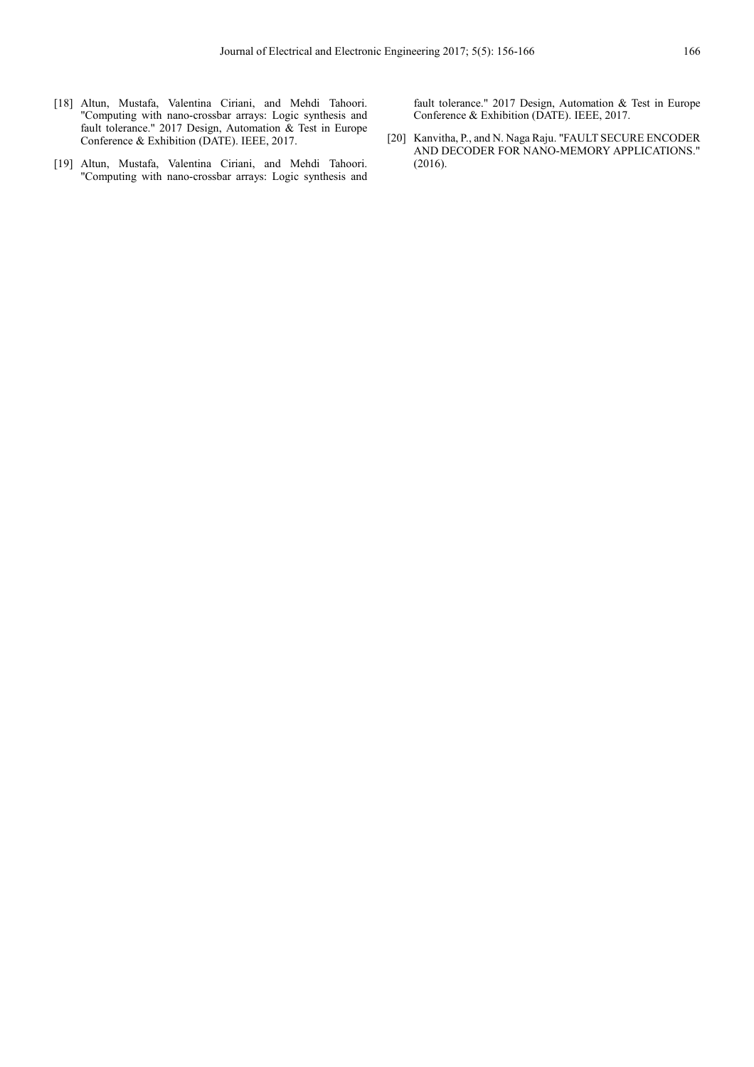[18] Altun, Mustafa, Valentina Ciriani, and Mehdi Tahoori. "Computing with nano-crossbar arrays: Logic synthesis and fault tolerance." 2017 Design, Automation & Test in Europe Conference & Exhibition (DATE). IEEE, 2017.

[19] Altun, Mustafa, Valentina Ciriani, and Mehdi Tahoori. "Computing with nano-crossbar arrays: Logic synthesis and fault tolerance." 2017 Design, Automation & Test in Europe Conference & Exhibition (DATE). IEEE, 2017.

[20] Kanvitha, P., and N. Naga Raju. "FAULT SECURE ENCODER AND DECODER FOR NANO-MEMORY APPLICATIONS." (2016).